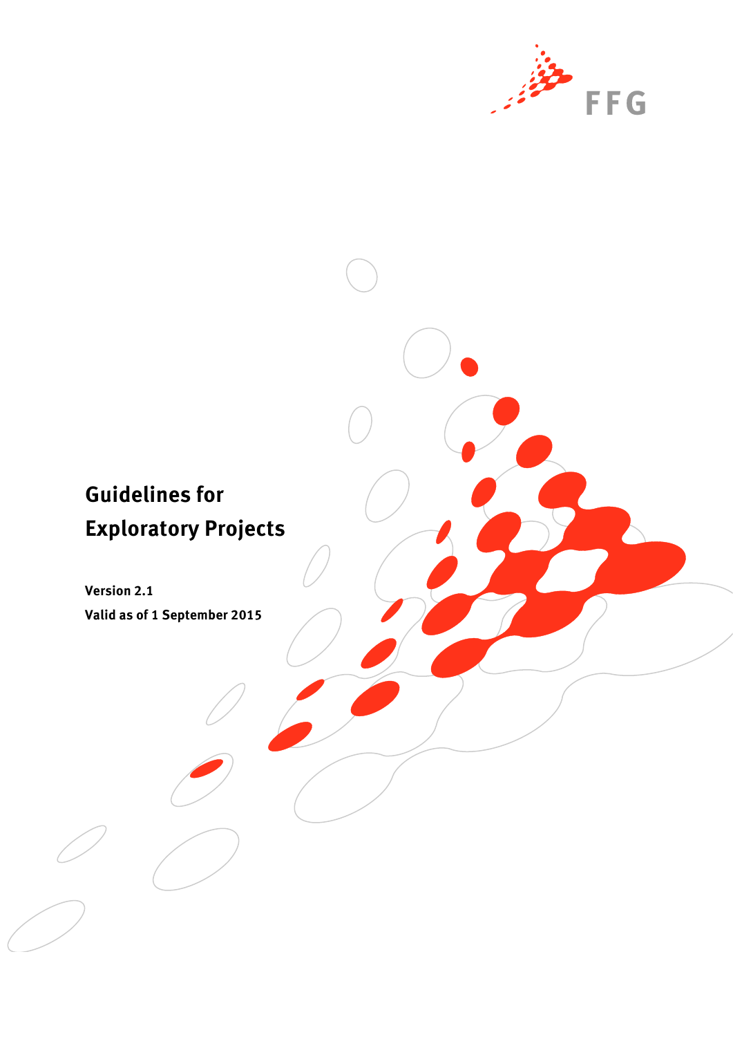FFG

# Guidelines for Exploratory Projects

**Version 2.1**

**Valid as of 1 September 2015**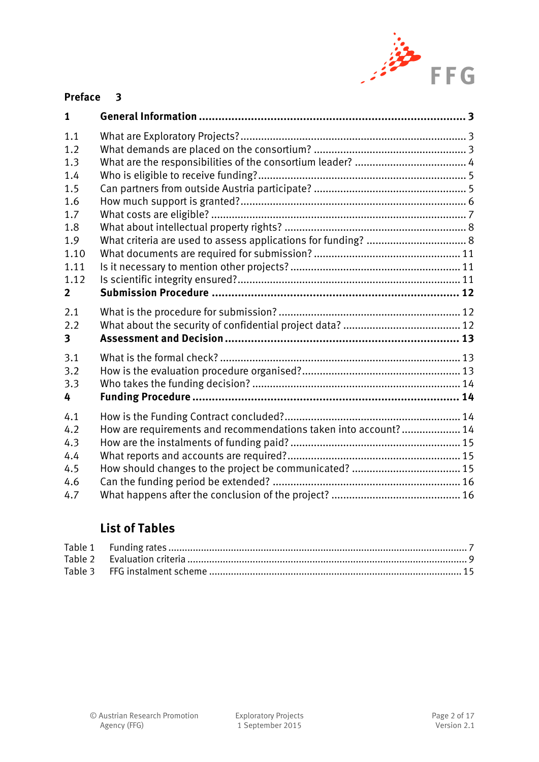**Preface 3**

| | | |
|---|---|---|
| **1** | **General Information** | **3** |
| 1.1 | What are Exploratory Projects? | 3 |
| 1.2 | What demands are placed on the consortium? | 3 |
| 1.3 | What are the responsibilities of the consortium leader? | 4 |
| 1.4 | Who is eligible to receive funding? | 5 |
| 1.5 | Can partners from outside Austria participate? | 5 |
| 1.6 | How much support is granted? | 6 |
| 1.7 | What costs are eligible? | 7 |
| 1.8 | What about intellectual property rights? | 8 |
| 1.9 | What criteria are used to assess applications for funding? | 8 |
| 1.10 | What documents are required for submission? | 11 |
| 1.11 | Is it necessary to mention other projects? | 11 |
| 1.12 | Is scientific integrity ensured? | 11 |
| **2** | **Submission Procedure** | **12** |
| 2.1 | What is the procedure for submission? | 12 |
| 2.2 | What about the security of confidential project data? | 12 |
| **3** | **Assessment and Decision** | **13** |
| 3.1 | What is the formal check? | 13 |
| 3.2 | How is the evaluation procedure organised? | 13 |
| 3.3 | Who takes the funding decision? | 14 |
| **4** | **Funding Procedure** | **14** |
| 4.1 | How is the Funding Contract concluded? | 14 |
| 4.2 | How are requirements and recommendations taken into account? | 14 |
| 4.3 | How are the instalments of funding paid? | 15 |
| 4.4 | What reports and accounts are required? | 15 |
| 4.5 | How should changes to the project be communicated? | 15 |
| 4.6 | Can the funding period be extended? | 16 |
| 4.7 | What happens after the conclusion of the project? | 16 |

## List of Tables

| | | |
|---|---|---|
| Table 1 | Funding rates | 7 |
| Table 2 | Evaluation criteria | 9 |
| Table 3 | FFG instalment scheme | 15 |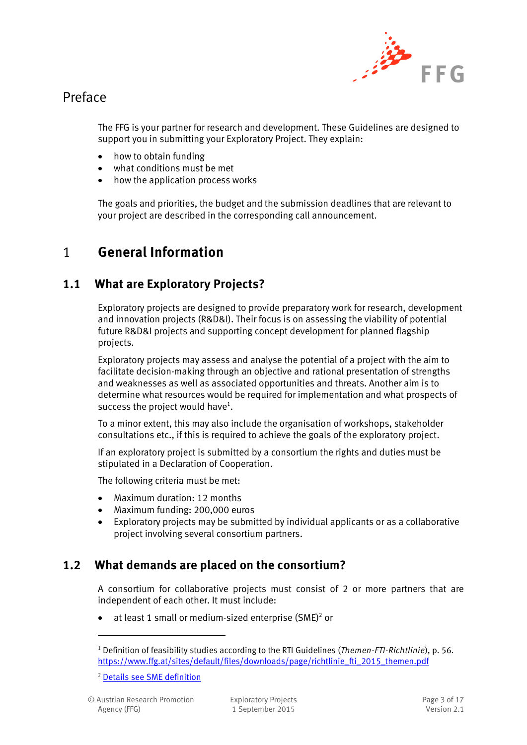# Preface

The FFG is your partner for research and development. These Guidelines are designed to support you in submitting your Exploratory Project. They explain:

- how to obtain funding
- what conditions must be met
- how the application process works

The goals and priorities, the budget and the submission deadlines that are relevant to your project are described in the corresponding call announcement.

# 1 General Information

## 1.1 What are Exploratory Projects?

Exploratory projects are designed to provide preparatory work for research, development and innovation projects (R&D&I). Their focus is on assessing the viability of potential future R&D&I projects and supporting concept development for planned flagship projects.

Exploratory projects may assess and analyse the potential of a project with the aim to facilitate decision-making through an objective and rational presentation of strengths and weaknesses as well as associated opportunities and threats. Another aim is to determine what resources would be required for implementation and what prospects of success the project would have[1].

To a minor extent, this may also include the organisation of workshops, stakeholder consultations etc., if this is required to achieve the goals of the exploratory project.

If an exploratory project is submitted by a consortium the rights and duties must be stipulated in a Declaration of Cooperation.

The following criteria must be met:

- Maximum duration: 12 months
- Maximum funding: 200,000 euros
- Exploratory projects may be submitted by individual applicants or as a collaborative project involving several consortium partners.

## 1.2 What demands are placed on the consortium?

A consortium for collaborative projects must consist of 2 or more partners that are independent of each other. It must include:

- at least 1 small or medium-sized enterprise (SME)[2] or

---

[1] Definition of feasibility studies according to the RTI Guidelines (*Themen-FTI-Richtlinie*), p. 56. https://www.ffg.at/sites/default/files/downloads/page/richtlinie_fti_2015_themen.pdf

[2] Details see SME definition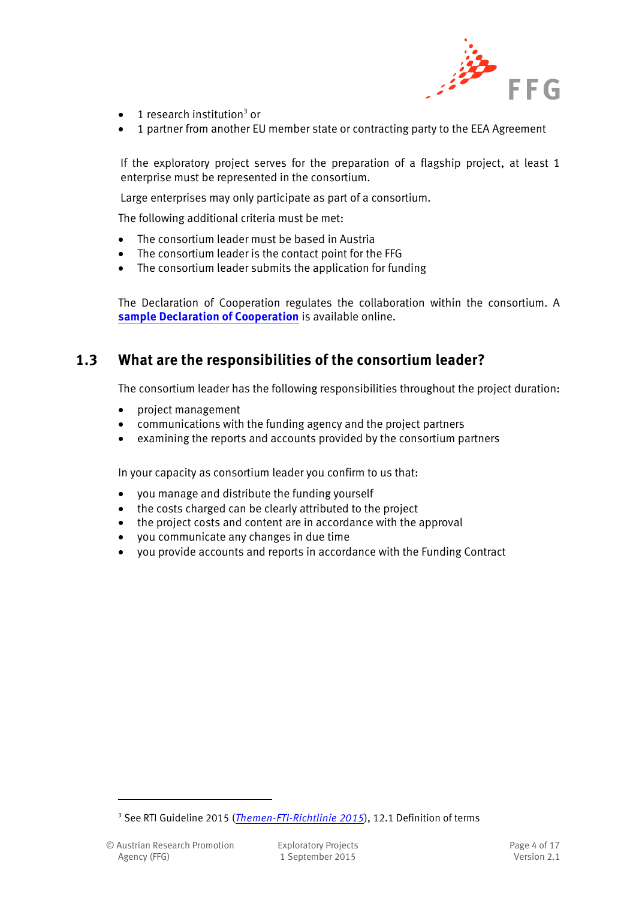- 1 research institution[3] or
- 1 partner from another EU member state or contracting party to the EEA Agreement

If the exploratory project serves for the preparation of a flagship project, at least 1 enterprise must be represented in the consortium.

Large enterprises may only participate as part of a consortium.

The following additional criteria must be met:

- The consortium leader must be based in Austria
- The consortium leader is the contact point for the FFG
- The consortium leader submits the application for funding

The Declaration of Cooperation regulates the collaboration within the consortium. A **sample Declaration of Cooperation** is available online.

## 1.3 What are the responsibilities of the consortium leader?

The consortium leader has the following responsibilities throughout the project duration:

- project management
- communications with the funding agency and the project partners
- examining the reports and accounts provided by the consortium partners

In your capacity as consortium leader you confirm to us that:

- you manage and distribute the funding yourself
- the costs charged can be clearly attributed to the project
- the project costs and content are in accordance with the approval
- you communicate any changes in due time
- you provide accounts and reports in accordance with the Funding Contract

---

[3] See RTI Guideline 2015 (*Themen-FTI-Richtlinie 2015*), 12.1 Definition of terms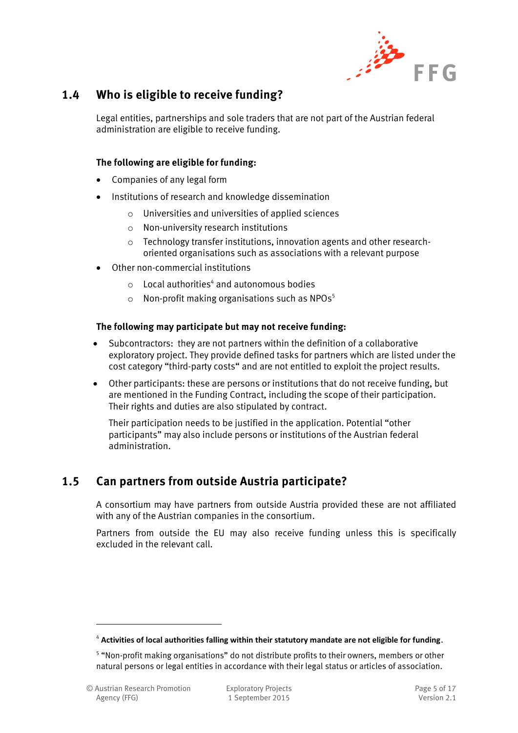## 1.4 Who is eligible to receive funding?

Legal entities, partnerships and sole traders that are not part of the Austrian federal administration are eligible to receive funding.

**The following are eligible for funding:**

- Companies of any legal form
- Institutions of research and knowledge dissemination
  - Universities and universities of applied sciences
  - Non-university research institutions
  - Technology transfer institutions, innovation agents and other research-oriented organisations such as associations with a relevant purpose
- Other non-commercial institutions
  - Local authorities[4] and autonomous bodies
  - Non-profit making organisations such as NPOs[5]

**The following may participate but may not receive funding:**

- Subcontractors: they are not partners within the definition of a collaborative exploratory project. They provide defined tasks for partners which are listed under the cost category "third-party costs" and are not entitled to exploit the project results.
- Other participants: these are persons or institutions that do not receive funding, but are mentioned in the Funding Contract, including the scope of their participation. Their rights and duties are also stipulated by contract.

  Their participation needs to be justified in the application. Potential "other participants" may also include persons or institutions of the Austrian federal administration.

## 1.5 Can partners from outside Austria participate?

A consortium may have partners from outside Austria provided these are not affiliated with any of the Austrian companies in the consortium.

Partners from outside the EU may also receive funding unless this is specifically excluded in the relevant call.

---

[4] **Activities of local authorities falling within their statutory mandate are not eligible for funding**.

[5] "Non-profit making organisations" do not distribute profits to their owners, members or other natural persons or legal entities in accordance with their legal status or articles of association.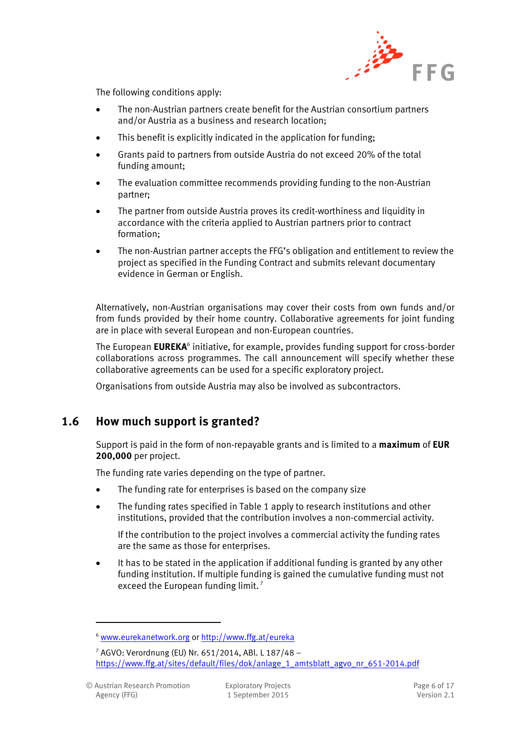The following conditions apply:

- The non-Austrian partners create benefit for the Austrian consortium partners and/or Austria as a business and research location;
- This benefit is explicitly indicated in the application for funding;
- Grants paid to partners from outside Austria do not exceed 20% of the total funding amount;
- The evaluation committee recommends providing funding to the non-Austrian partner;
- The partner from outside Austria proves its credit-worthiness and liquidity in accordance with the criteria applied to Austrian partners prior to contract formation;
- The non-Austrian partner accepts the FFG's obligation and entitlement to review the project as specified in the Funding Contract and submits relevant documentary evidence in German or English.

Alternatively, non-Austrian organisations may cover their costs from own funds and/or from funds provided by their home country. Collaborative agreements for joint funding are in place with several European and non-European countries.

The European **EUREKA**[6] initiative, for example, provides funding support for cross-border collaborations across programmes. The call announcement will specify whether these collaborative agreements can be used for a specific exploratory project.

Organisations from outside Austria may also be involved as subcontractors.

## 1.6 How much support is granted?

Support is paid in the form of non-repayable grants and is limited to a **maximum** of **EUR 200,000** per project.

The funding rate varies depending on the type of partner.

- The funding rate for enterprises is based on the company size
- The funding rates specified in Table 1 apply to research institutions and other institutions, provided that the contribution involves a non-commercial activity.

  If the contribution to the project involves a commercial activity the funding rates are the same as those for enterprises.
- It has to be stated in the application if additional funding is granted by any other funding institution. If multiple funding is gained the cumulative funding must not exceed the European funding limit.[7]

---

[6] www.eurekanetwork.org or http://www.ffg.at/eureka

[7] AGVO: Verordnung (EU) Nr. 651/2014, ABl. L 187/48 – https://www.ffg.at/sites/default/files/dok/anlage_1_amtsblatt_agvo_nr_651-2014.pdf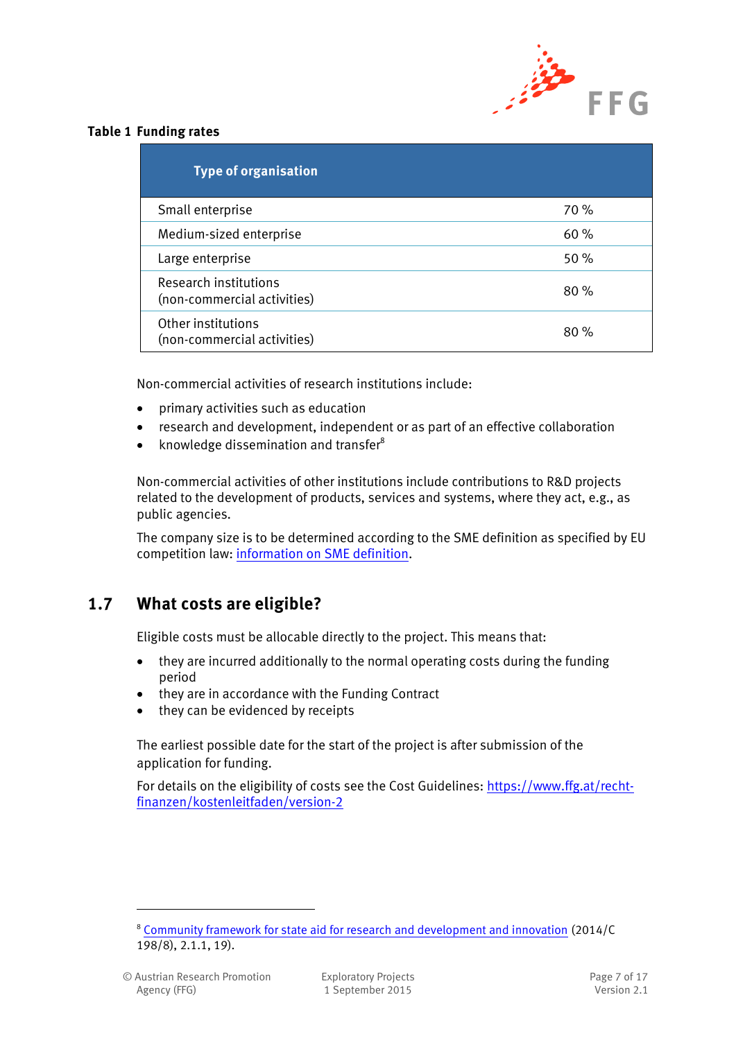**Table 1 Funding rates**

| Type of organisation | |
|---|---|
| Small enterprise | 70 % |
| Medium-sized enterprise | 60 % |
| Large enterprise | 50 % |
| Research institutions (non-commercial activities) | 80 % |
| Other institutions (non-commercial activities) | 80 % |

Non-commercial activities of research institutions include:

- primary activities such as education
- research and development, independent or as part of an effective collaboration
- knowledge dissemination and transfer[8]

Non-commercial activities of other institutions include contributions to R&D projects related to the development of products, services and systems, where they act, e.g., as public agencies.

The company size is to be determined according to the SME definition as specified by EU competition law: information on SME definition.

## 1.7 What costs are eligible?

Eligible costs must be allocable directly to the project. This means that:

- they are incurred additionally to the normal operating costs during the funding period
- they are in accordance with the Funding Contract
- they can be evidenced by receipts

The earliest possible date for the start of the project is after submission of the application for funding.

For details on the eligibility of costs see the Cost Guidelines: https://www.ffg.at/recht-finanzen/kostenleitfaden/version-2

[8] Community framework for state aid for research and development and innovation (2014/C 198/8), 2.1.1, 19).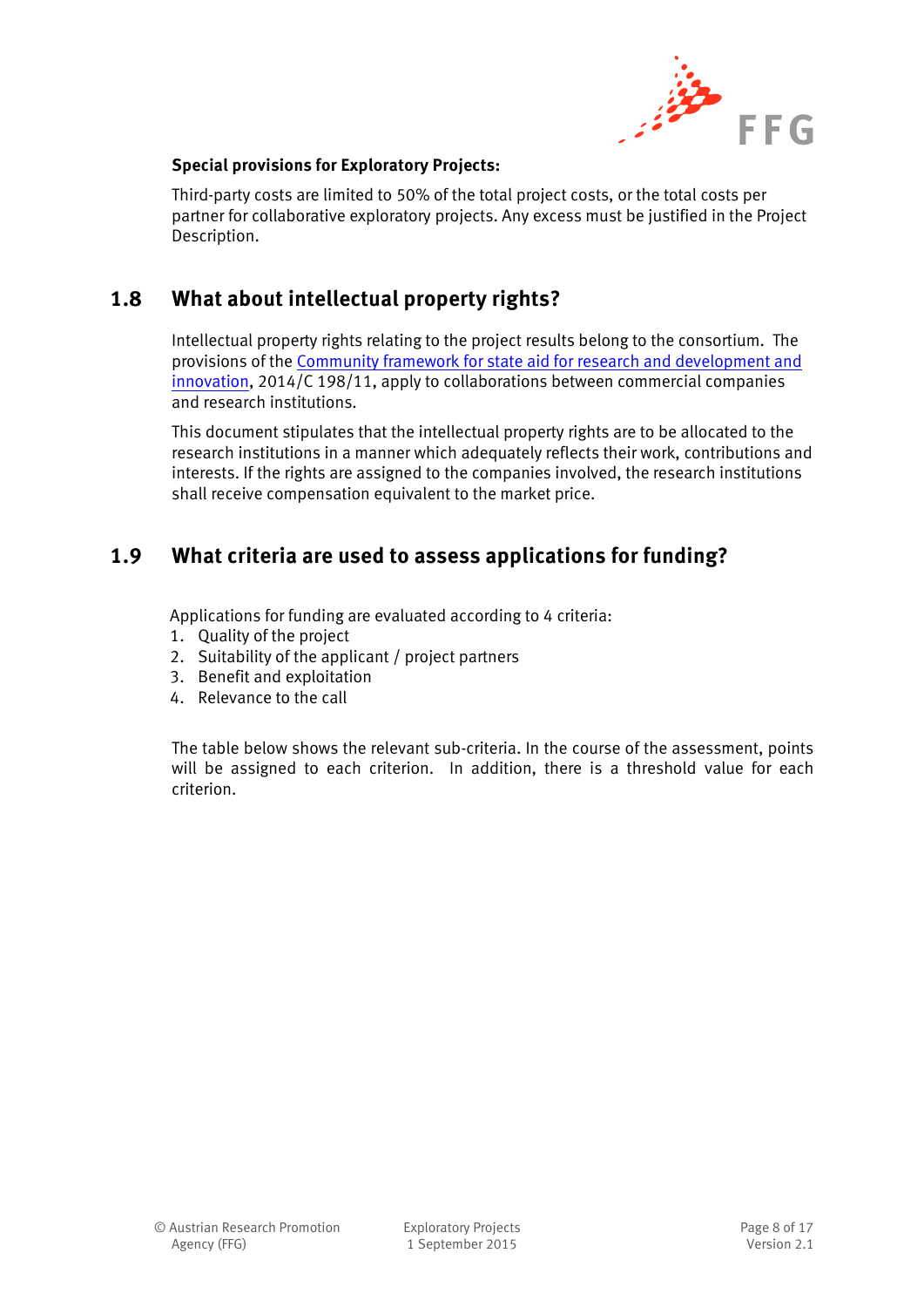**Special provisions for Exploratory Projects:**

Third-party costs are limited to 50% of the total project costs, or the total costs per partner for collaborative exploratory projects. Any excess must be justified in the Project Description.

## 1.8 What about intellectual property rights?

Intellectual property rights relating to the project results belong to the consortium. The provisions of the Community framework for state aid for research and development and innovation, 2014/C 198/11, apply to collaborations between commercial companies and research institutions.

This document stipulates that the intellectual property rights are to be allocated to the research institutions in a manner which adequately reflects their work, contributions and interests. If the rights are assigned to the companies involved, the research institutions shall receive compensation equivalent to the market price.

## 1.9 What criteria are used to assess applications for funding?

Applications for funding are evaluated according to 4 criteria:

1. Quality of the project
2. Suitability of the applicant / project partners
3. Benefit and exploitation
4. Relevance to the call

The table below shows the relevant sub-criteria. In the course of the assessment, points will be assigned to each criterion. In addition, there is a threshold value for each criterion.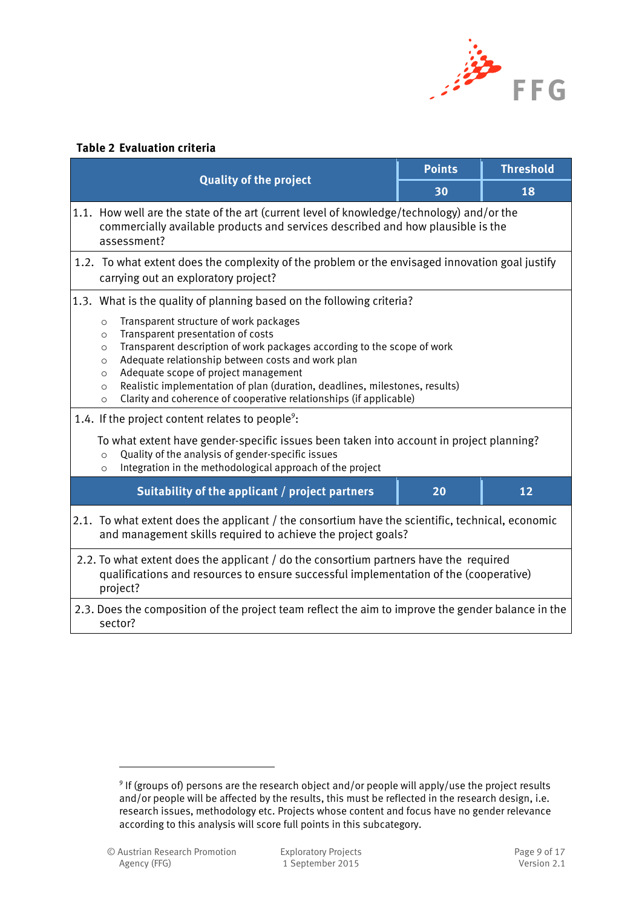**Table 2 Evaluation criteria**

| Quality of the project | Points | Threshold |
|---|---|---|
| | 30 | 18 |
| 1.1. How well are the state of the art (current level of knowledge/technology) and/or the commercially available products and services described and how plausible is the assessment? | | |
| 1.2. To what extent does the complexity of the problem or the envisaged innovation goal justify carrying out an exploratory project? | | |
| 1.3. What is the quality of planning based on the following criteria?<br>○ Transparent structure of work packages<br>○ Transparent presentation of costs<br>○ Transparent description of work packages according to the scope of work<br>○ Adequate relationship between costs and work plan<br>○ Adequate scope of project management<br>○ Realistic implementation of plan (duration, deadlines, milestones, results)<br>○ Clarity and coherence of cooperative relationships (if applicable) | | |
| 1.4. If the project content relates to people[9]:<br>To what extent have gender-specific issues been taken into account in project planning?<br>○ Quality of the analysis of gender-specific issues<br>○ Integration in the methodological approach of the project | | |
| **Suitability of the applicant / project partners** | **20** | **12** |
| 2.1. To what extent does the applicant / the consortium have the scientific, technical, economic and management skills required to achieve the project goals? | | |
| 2.2. To what extent does the applicant / do the consortium partners have the required qualifications and resources to ensure successful implementation of the (cooperative) project? | | |
| 2.3. Does the composition of the project team reflect the aim to improve the gender balance in the sector? | | |

---

[9] If (groups of) persons are the research object and/or people will apply/use the project results and/or people will be affected by the results, this must be reflected in the research design, i.e. research issues, methodology etc. Projects whose content and focus have no gender relevance according to this analysis will score full points in this subcategory.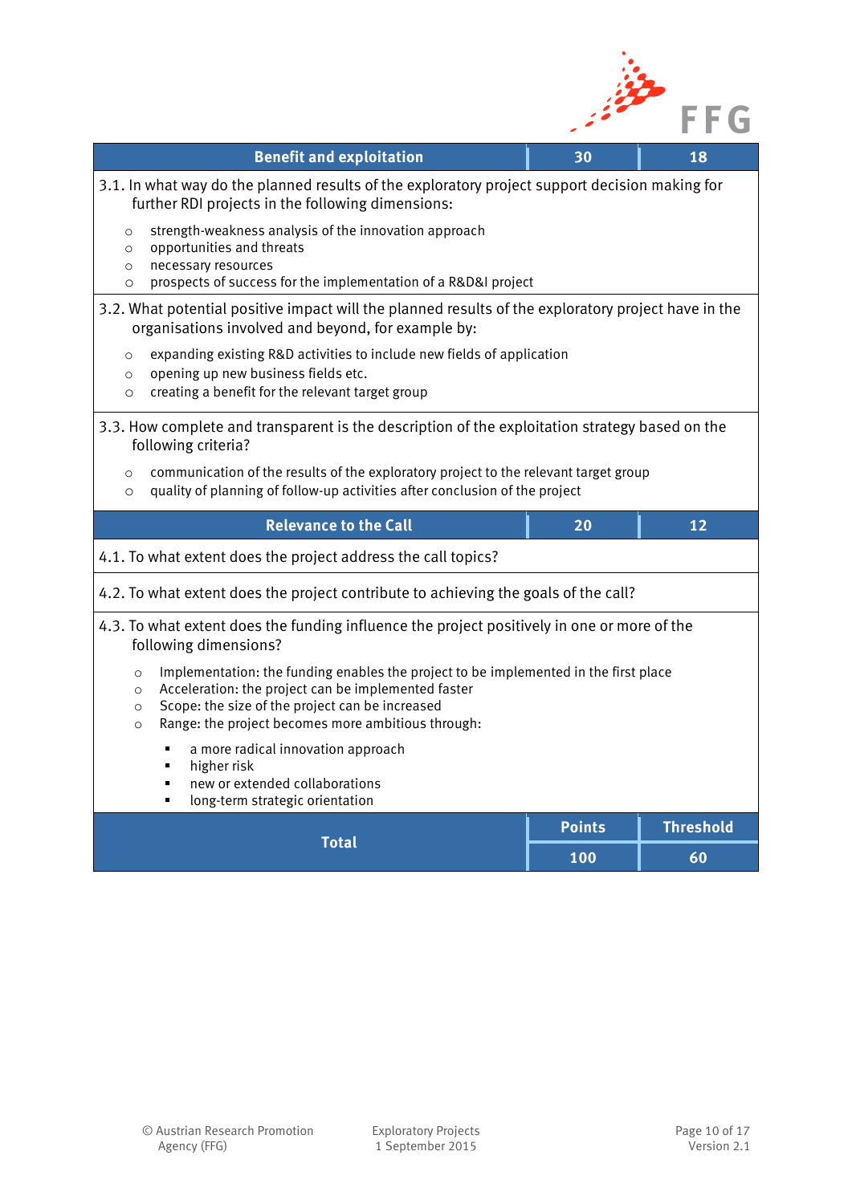| Benefit and exploitation | 30 | 18 |
|---|---|---|
| 3.1. In what way do the planned results of the exploratory project support decision making for further RDI projects in the following dimensions:<br>○ strength-weakness analysis of the innovation approach<br>○ opportunities and threats<br>○ necessary resources<br>○ prospects of success for the implementation of a R&D&I project | | |
| 3.2. What potential positive impact will the planned results of the exploratory project have in the organisations involved and beyond, for example by:<br>○ expanding existing R&D activities to include new fields of application<br>○ opening up new business fields etc.<br>○ creating a benefit for the relevant target group | | |
| 3.3. How complete and transparent is the description of the exploitation strategy based on the following criteria?<br>○ communication of the results of the exploratory project to the relevant target group<br>○ quality of planning of follow-up activities after conclusion of the project | | |
| **Relevance to the Call** | **20** | **12** |
| 4.1. To what extent does the project address the call topics? | | |
| 4.2. To what extent does the project contribute to achieving the goals of the call? | | |
| 4.3. To what extent does the funding influence the project positively in one or more of the following dimensions?<br>○ Implementation: the funding enables the project to be implemented in the first place<br>○ Acceleration: the project can be implemented faster<br>○ Scope: the size of the project can be increased<br>○ Range: the project becomes more ambitious through:<br>▪ a more radical innovation approach<br>▪ higher risk<br>▪ new or extended collaborations<br>▪ long-term strategic orientation | | |
| **Total** | **Points** | **Threshold** |
| | **100** | **60** |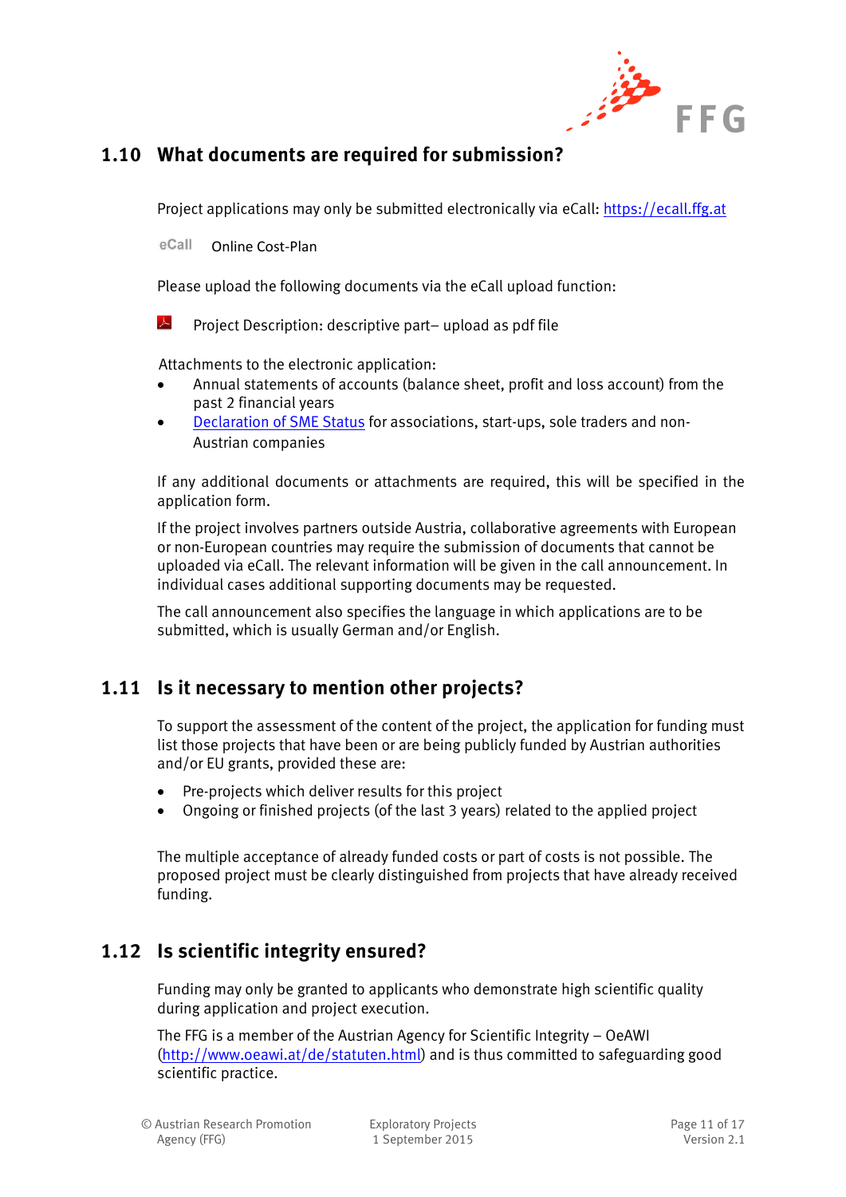## 1.10 What documents are required for submission?

Project applications may only be submitted electronically via eCall: https://ecall.ffg.at

eCall Online Cost-Plan

Please upload the following documents via the eCall upload function:

Project Description: descriptive part– upload as pdf file

Attachments to the electronic application:

- Annual statements of accounts (balance sheet, profit and loss account) from the past 2 financial years
- Declaration of SME Status for associations, start-ups, sole traders and non-Austrian companies

If any additional documents or attachments are required, this will be specified in the application form.

If the project involves partners outside Austria, collaborative agreements with European or non-European countries may require the submission of documents that cannot be uploaded via eCall. The relevant information will be given in the call announcement. In individual cases additional supporting documents may be requested.

The call announcement also specifies the language in which applications are to be submitted, which is usually German and/or English.

## 1.11 Is it necessary to mention other projects?

To support the assessment of the content of the project, the application for funding must list those projects that have been or are being publicly funded by Austrian authorities and/or EU grants, provided these are:

- Pre-projects which deliver results for this project
- Ongoing or finished projects (of the last 3 years) related to the applied project

The multiple acceptance of already funded costs or part of costs is not possible. The proposed project must be clearly distinguished from projects that have already received funding.

## 1.12 Is scientific integrity ensured?

Funding may only be granted to applicants who demonstrate high scientific quality during application and project execution.

The FFG is a member of the Austrian Agency for Scientific Integrity – OeAWI (http://www.oeawi.at/de/statuten.html) and is thus committed to safeguarding good scientific practice.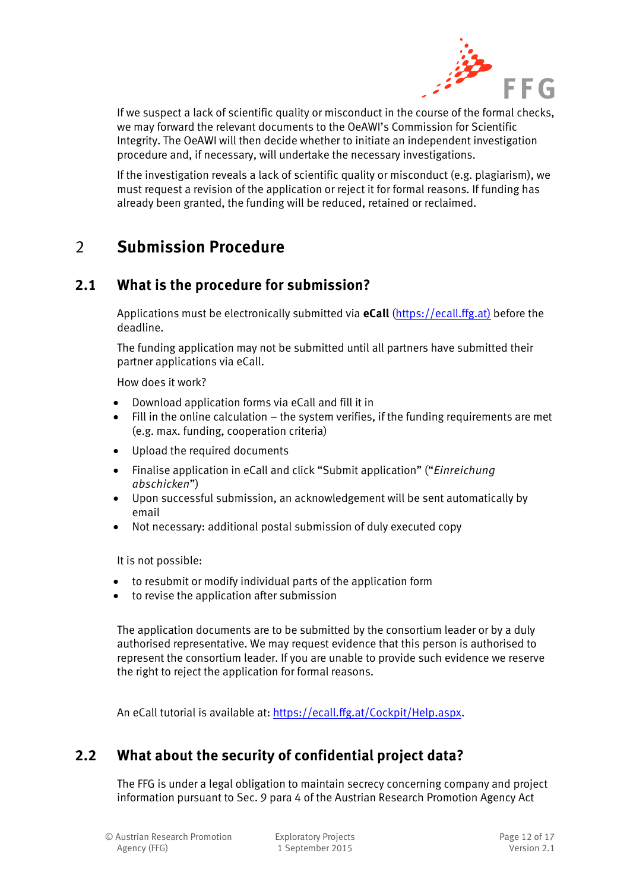If we suspect a lack of scientific quality or misconduct in the course of the formal checks, we may forward the relevant documents to the OeAWI's Commission for Scientific Integrity. The OeAWI will then decide whether to initiate an independent investigation procedure and, if necessary, will undertake the necessary investigations.

If the investigation reveals a lack of scientific quality or misconduct (e.g. plagiarism), we must request a revision of the application or reject it for formal reasons. If funding has already been granted, the funding will be reduced, retained or reclaimed.

# 2 Submission Procedure

## 2.1 What is the procedure for submission?

Applications must be electronically submitted via **eCall** (https://ecall.ffg.at) before the deadline.

The funding application may not be submitted until all partners have submitted their partner applications via eCall.

How does it work?

- Download application forms via eCall and fill it in
- Fill in the online calculation – the system verifies, if the funding requirements are met (e.g. max. funding, cooperation criteria)
- Upload the required documents
- Finalise application in eCall and click "Submit application" ("*Einreichung abschicken*")
- Upon successful submission, an acknowledgement will be sent automatically by email
- Not necessary: additional postal submission of duly executed copy

It is not possible:

- to resubmit or modify individual parts of the application form
- to revise the application after submission

The application documents are to be submitted by the consortium leader or by a duly authorised representative. We may request evidence that this person is authorised to represent the consortium leader. If you are unable to provide such evidence we reserve the right to reject the application for formal reasons.

An eCall tutorial is available at: https://ecall.ffg.at/Cockpit/Help.aspx.

## 2.2 What about the security of confidential project data?

The FFG is under a legal obligation to maintain secrecy concerning company and project information pursuant to Sec. 9 para 4 of the Austrian Research Promotion Agency Act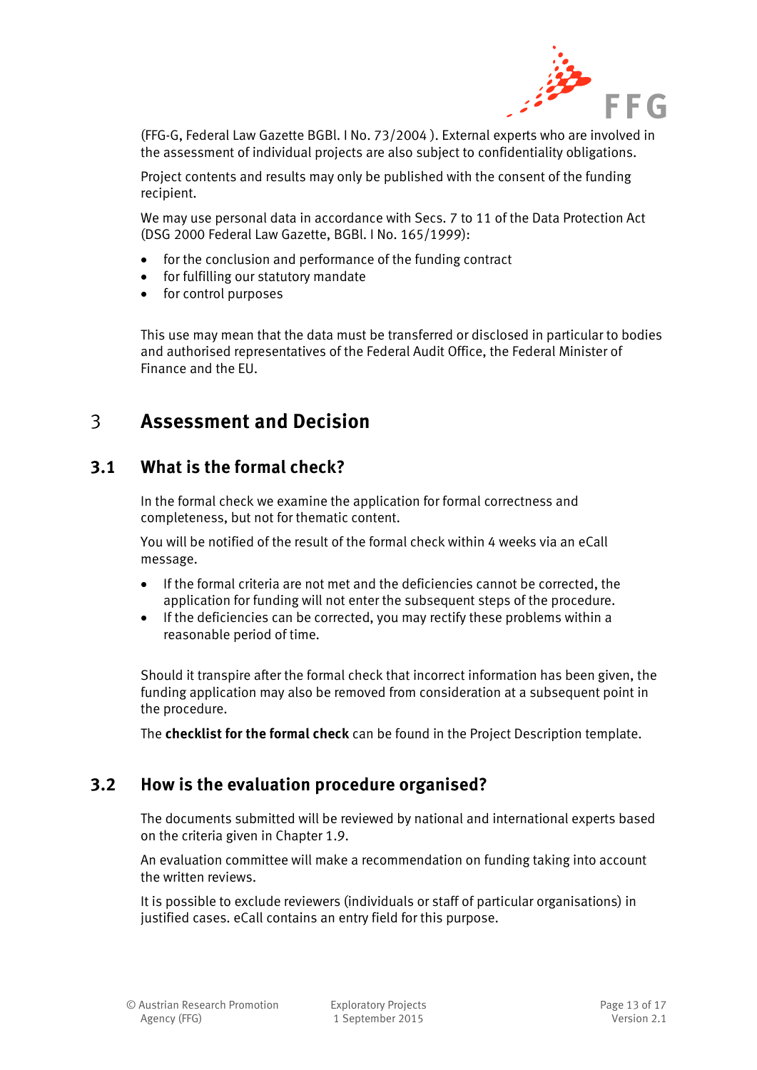(FFG-G, Federal Law Gazette BGBl. I No. 73/2004 ). External experts who are involved in the assessment of individual projects are also subject to confidentiality obligations.

Project contents and results may only be published with the consent of the funding recipient.

We may use personal data in accordance with Secs. 7 to 11 of the Data Protection Act (DSG 2000 Federal Law Gazette, BGBl. I No. 165/1999):

- for the conclusion and performance of the funding contract
- for fulfilling our statutory mandate
- for control purposes

This use may mean that the data must be transferred or disclosed in particular to bodies and authorised representatives of the Federal Audit Office, the Federal Minister of Finance and the EU.

# 3 Assessment and Decision

## 3.1 What is the formal check?

In the formal check we examine the application for formal correctness and completeness, but not for thematic content.

You will be notified of the result of the formal check within 4 weeks via an eCall message.

- If the formal criteria are not met and the deficiencies cannot be corrected, the application for funding will not enter the subsequent steps of the procedure.
- If the deficiencies can be corrected, you may rectify these problems within a reasonable period of time.

Should it transpire after the formal check that incorrect information has been given, the funding application may also be removed from consideration at a subsequent point in the procedure.

The **checklist for the formal check** can be found in the Project Description template.

## 3.2 How is the evaluation procedure organised?

The documents submitted will be reviewed by national and international experts based on the criteria given in Chapter 1.9.

An evaluation committee will make a recommendation on funding taking into account the written reviews.

It is possible to exclude reviewers (individuals or staff of particular organisations) in justified cases. eCall contains an entry field for this purpose.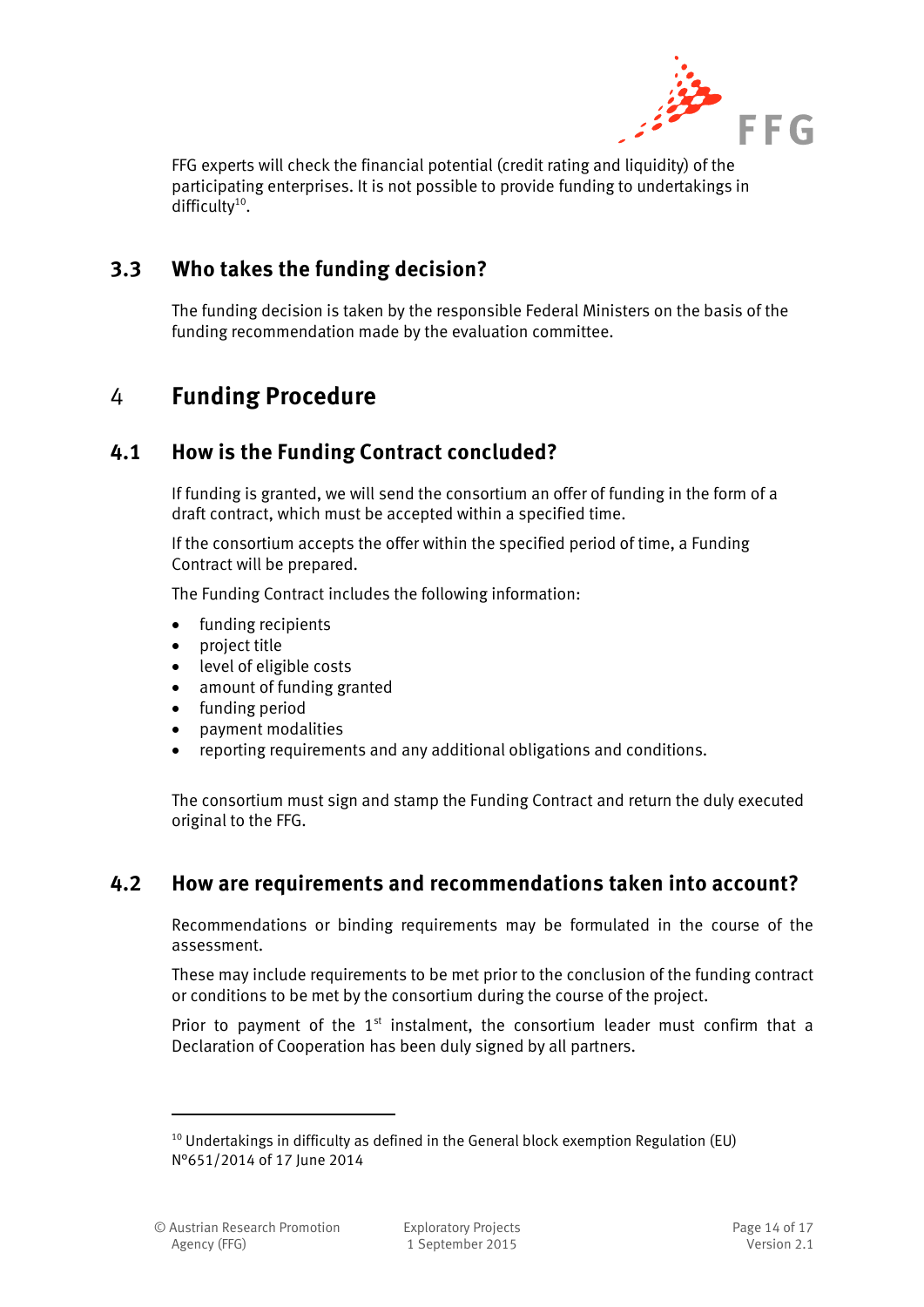FFG experts will check the financial potential (credit rating and liquidity) of the participating enterprises. It is not possible to provide funding to undertakings in difficulty[10].

## 3.3 Who takes the funding decision?

The funding decision is taken by the responsible Federal Ministers on the basis of the funding recommendation made by the evaluation committee.

# 4 Funding Procedure

## 4.1 How is the Funding Contract concluded?

If funding is granted, we will send the consortium an offer of funding in the form of a draft contract, which must be accepted within a specified time.

If the consortium accepts the offer within the specified period of time, a Funding Contract will be prepared.

The Funding Contract includes the following information:

- funding recipients
- project title
- level of eligible costs
- amount of funding granted
- funding period
- payment modalities
- reporting requirements and any additional obligations and conditions.

The consortium must sign and stamp the Funding Contract and return the duly executed original to the FFG.

## 4.2 How are requirements and recommendations taken into account?

Recommendations or binding requirements may be formulated in the course of the assessment.

These may include requirements to be met prior to the conclusion of the funding contract or conditions to be met by the consortium during the course of the project.

Prior to payment of the 1st instalment, the consortium leader must confirm that a Declaration of Cooperation has been duly signed by all partners.

---

[10] Undertakings in difficulty as defined in the General block exemption Regulation (EU) N°651/2014 of 17 June 2014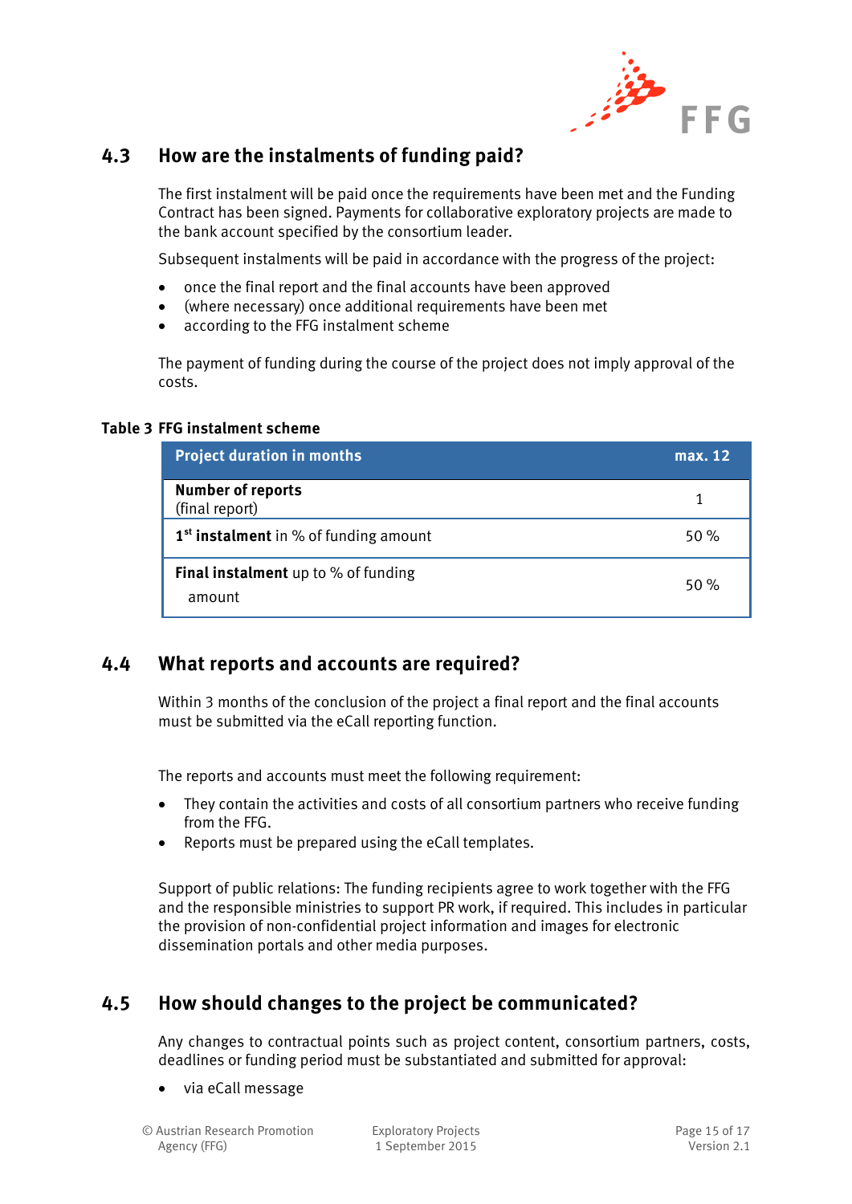## 4.3 How are the instalments of funding paid?

The first instalment will be paid once the requirements have been met and the Funding Contract has been signed. Payments for collaborative exploratory projects are made to the bank account specified by the consortium leader.

Subsequent instalments will be paid in accordance with the progress of the project:

- once the final report and the final accounts have been approved
- (where necessary) once additional requirements have been met
- according to the FFG instalment scheme

The payment of funding during the course of the project does not imply approval of the costs.

**Table 3 FFG instalment scheme**

| **Project duration in months** | **max. 12** |
|---|---|
| **Number of reports** (final report) | 1 |
| **1st instalment** in % of funding amount | 50 % |
| **Final instalment** up to % of funding amount | 50 % |

## 4.4 What reports and accounts are required?

Within 3 months of the conclusion of the project a final report and the final accounts must be submitted via the eCall reporting function.

The reports and accounts must meet the following requirement:

- They contain the activities and costs of all consortium partners who receive funding from the FFG.
- Reports must be prepared using the eCall templates.

Support of public relations: The funding recipients agree to work together with the FFG and the responsible ministries to support PR work, if required. This includes in particular the provision of non-confidential project information and images for electronic dissemination portals and other media purposes.

## 4.5 How should changes to the project be communicated?

Any changes to contractual points such as project content, consortium partners, costs, deadlines or funding period must be substantiated and submitted for approval:

- via eCall message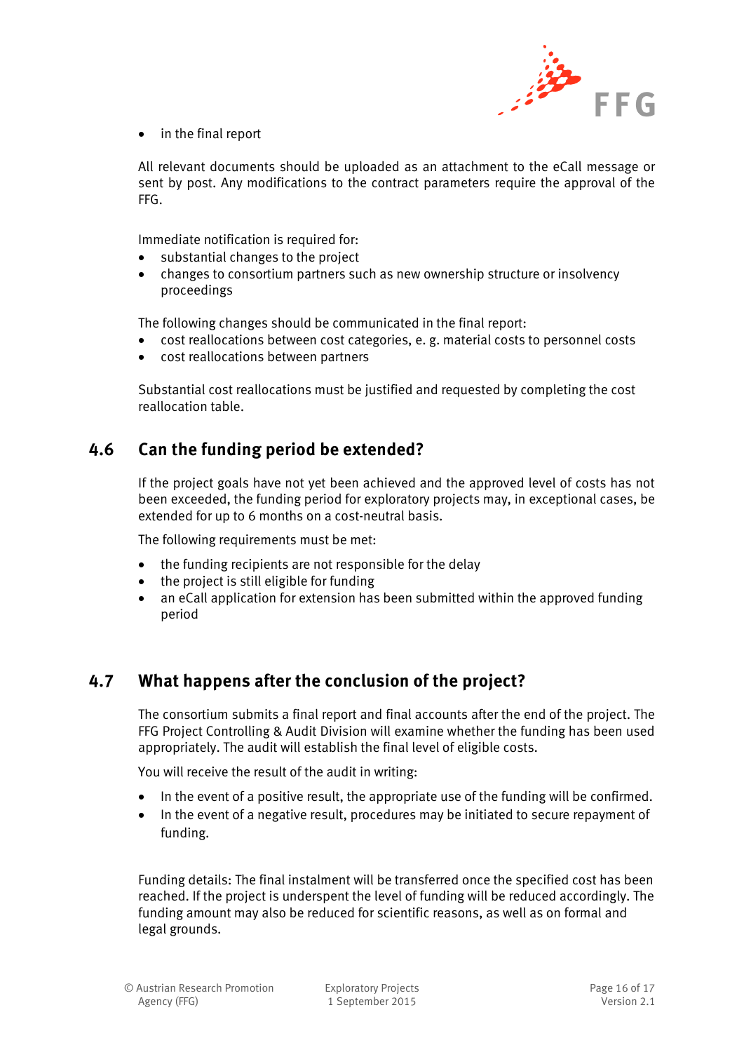- in the final report

All relevant documents should be uploaded as an attachment to the eCall message or sent by post. Any modifications to the contract parameters require the approval of the FFG.

Immediate notification is required for:

- substantial changes to the project
- changes to consortium partners such as new ownership structure or insolvency proceedings

The following changes should be communicated in the final report:

- cost reallocations between cost categories, e. g. material costs to personnel costs
- cost reallocations between partners

Substantial cost reallocations must be justified and requested by completing the cost reallocation table.

## 4.6 Can the funding period be extended?

If the project goals have not yet been achieved and the approved level of costs has not been exceeded, the funding period for exploratory projects may, in exceptional cases, be extended for up to 6 months on a cost-neutral basis.

The following requirements must be met:

- the funding recipients are not responsible for the delay
- the project is still eligible for funding
- an eCall application for extension has been submitted within the approved funding period

## 4.7 What happens after the conclusion of the project?

The consortium submits a final report and final accounts after the end of the project. The FFG Project Controlling & Audit Division will examine whether the funding has been used appropriately. The audit will establish the final level of eligible costs.

You will receive the result of the audit in writing:

- In the event of a positive result, the appropriate use of the funding will be confirmed.
- In the event of a negative result, procedures may be initiated to secure repayment of funding.

Funding details: The final instalment will be transferred once the specified cost has been reached. If the project is underspent the level of funding will be reduced accordingly. The funding amount may also be reduced for scientific reasons, as well as on formal and legal grounds.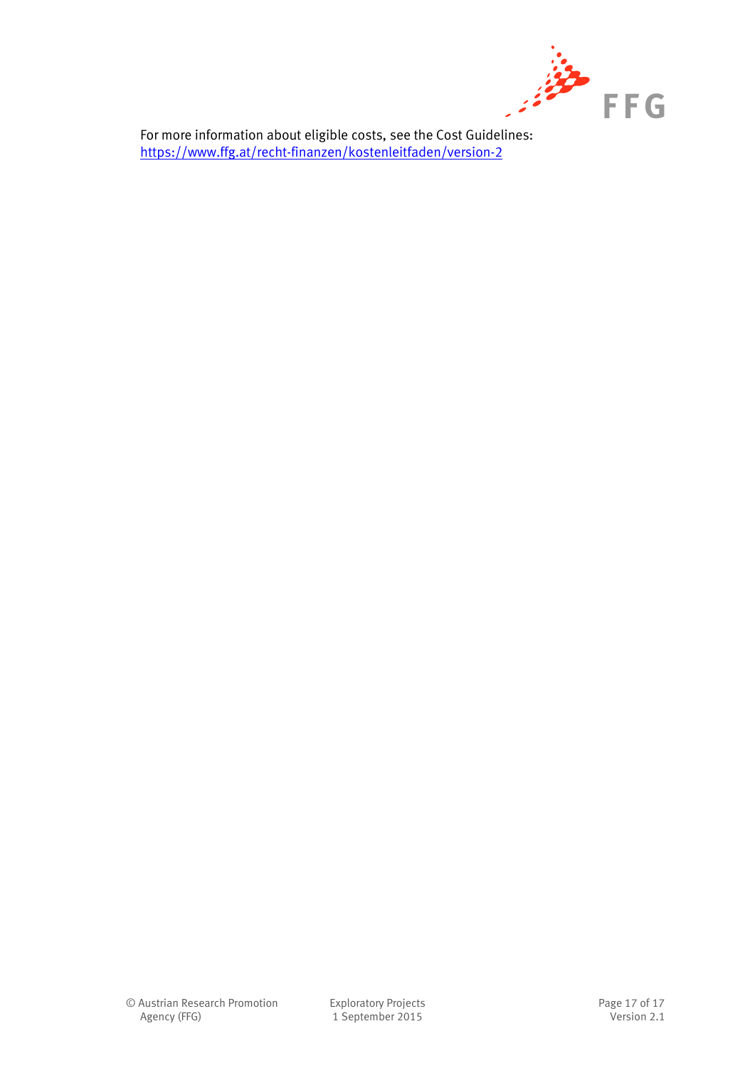For more information about eligible costs, see the Cost Guidelines: https://www.ffg.at/recht-finanzen/kostenleitfaden/version-2